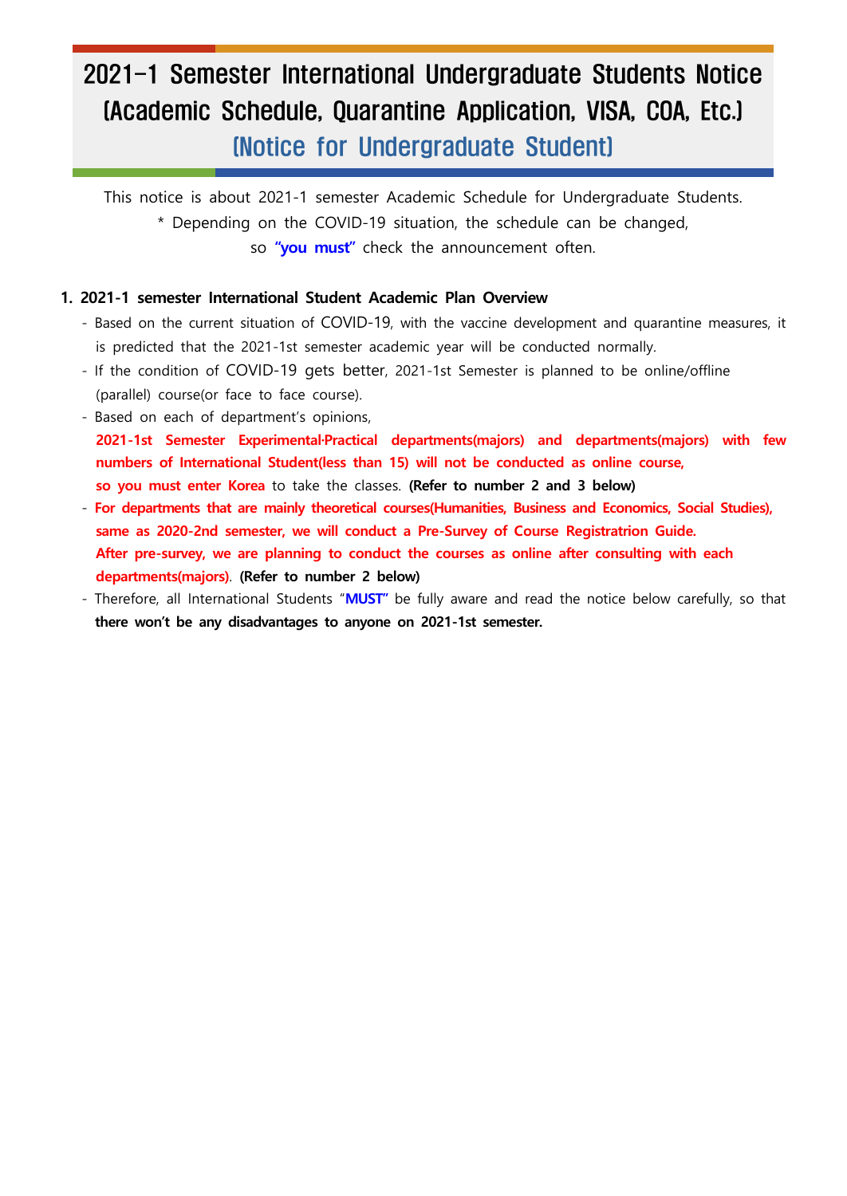# 2021-1 Semester International Undergraduate Students Notice (Academic Schedule, Quarantine Application, VISA, COA, Etc.)

## (Notice for Undergraduate Student)

This notice is about 2021-1 semester Academic Schedule for Undergraduate Students.
* Depending on the COVID-19 situation, the schedule can be changed,
so **"you must"** check the announcement often.

**1. 2021-1 semester International Student Academic Plan Overview**

- Based on the current situation of COVID-19, with the vaccine development and quarantine measures, it is predicted that the 2021-1st semester academic year will be conducted normally.
- If the condition of COVID-19 gets better, 2021-1st Semester is planned to be online/offline (parallel) course(or face to face course).
- Based on each of department's opinions, **2021-1st Semester Experimental·Practical departments(majors) and departments(majors) with few numbers of International Student(less than 15) will not be conducted as online course, so you must enter Korea** to take the classes. **(Refer to number 2 and 3 below)**
- **For departments that are mainly theoretical courses(Humanities, Business and Economics, Social Studies), same as 2020-2nd semester, we will conduct a Pre-Survey of Course Registratrion Guide. After pre-survey, we are planning to conduct the courses as online after consulting with each departments(majors)**. **(Refer to number 2 below)**
- Therefore, all International Students "**MUST**" be fully aware and read the notice below carefully, so that **there won't be any disadvantages to anyone on 2021-1st semester.**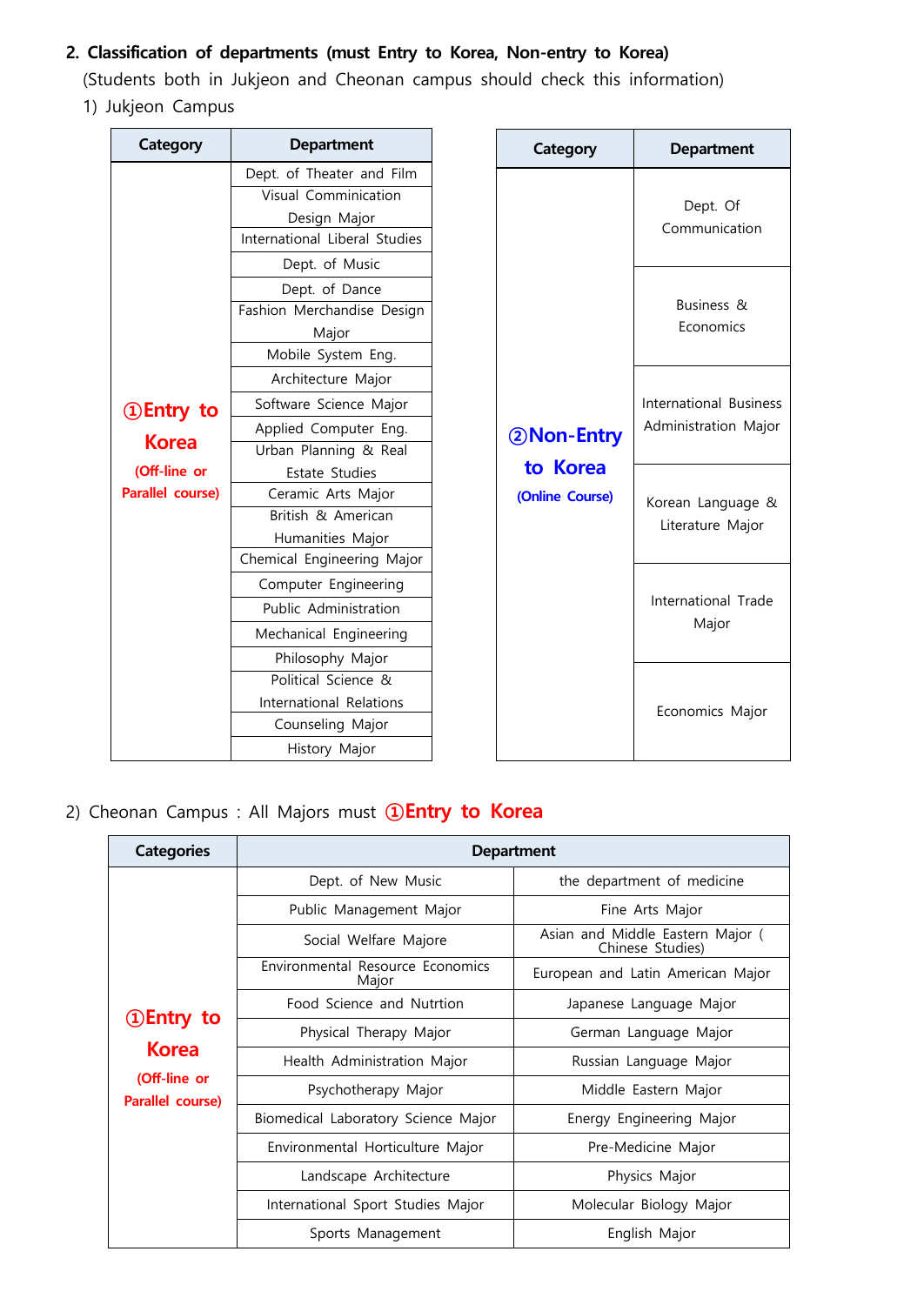## 2. Classification of departments (must Entry to Korea, Non-entry to Korea)

(Students both in Jukjeon and Cheonan campus should check this information)

1) Jukjeon Campus

| Category | Department |
|---|---|
| ①Entry to Korea (Off-line or Parallel course) | Dept. of Theater and Film |
| | Visual Comminication Design Major |
| | International Liberal Studies |
| | Dept. of Music |
| | Dept. of Dance |
| | Fashion Merchandise Design Major |
| | Mobile System Eng. |
| | Architecture Major |
| | Software Science Major |
| | Applied Computer Eng. |
| | Urban Planning & Real Estate Studies |
| | Ceramic Arts Major |
| | British & American Humanities Major |
| | Chemical Engineering Major |
| | Computer Engineering |
| | Public Administration |
| | Mechanical Engineering |
| | Philosophy Major |
| | Political Science & International Relations |
| | Counseling Major |
| | History Major |

| Category | Department |
|---|---|
| ②Non-Entry to Korea (Online Course) | Dept. Of Communication |
| | Business & Economics |
| | International Business Administration Major |
| | Korean Language & Literature Major |
| | International Trade Major |
| | Economics Major |

2) Cheonan Campus : All Majors must ①Entry to Korea

| Categories | Department | |
|---|---|---|
| ①Entry to Korea (Off-line or Parallel course) | Dept. of New Music | the department of medicine |
| | Public Management Major | Fine Arts Major |
| | Social Welfare Majore | Asian and Middle Eastern Major ( Chinese Studies) |
| | Environmental Resource Economics Major | European and Latin American Major |
| | Food Science and Nutrtion | Japanese Language Major |
| | Physical Therapy Major | German Language Major |
| | Health Administration Major | Russian Language Major |
| | Psychotherapy Major | Middle Eastern Major |
| | Biomedical Laboratory Science Major | Energy Engineering Major |
| | Environmental Horticulture Major | Pre-Medicine Major |
| | Landscape Architecture | Physics Major |
| | International Sport Studies Major | Molecular Biology Major |
| | Sports Management | English Major |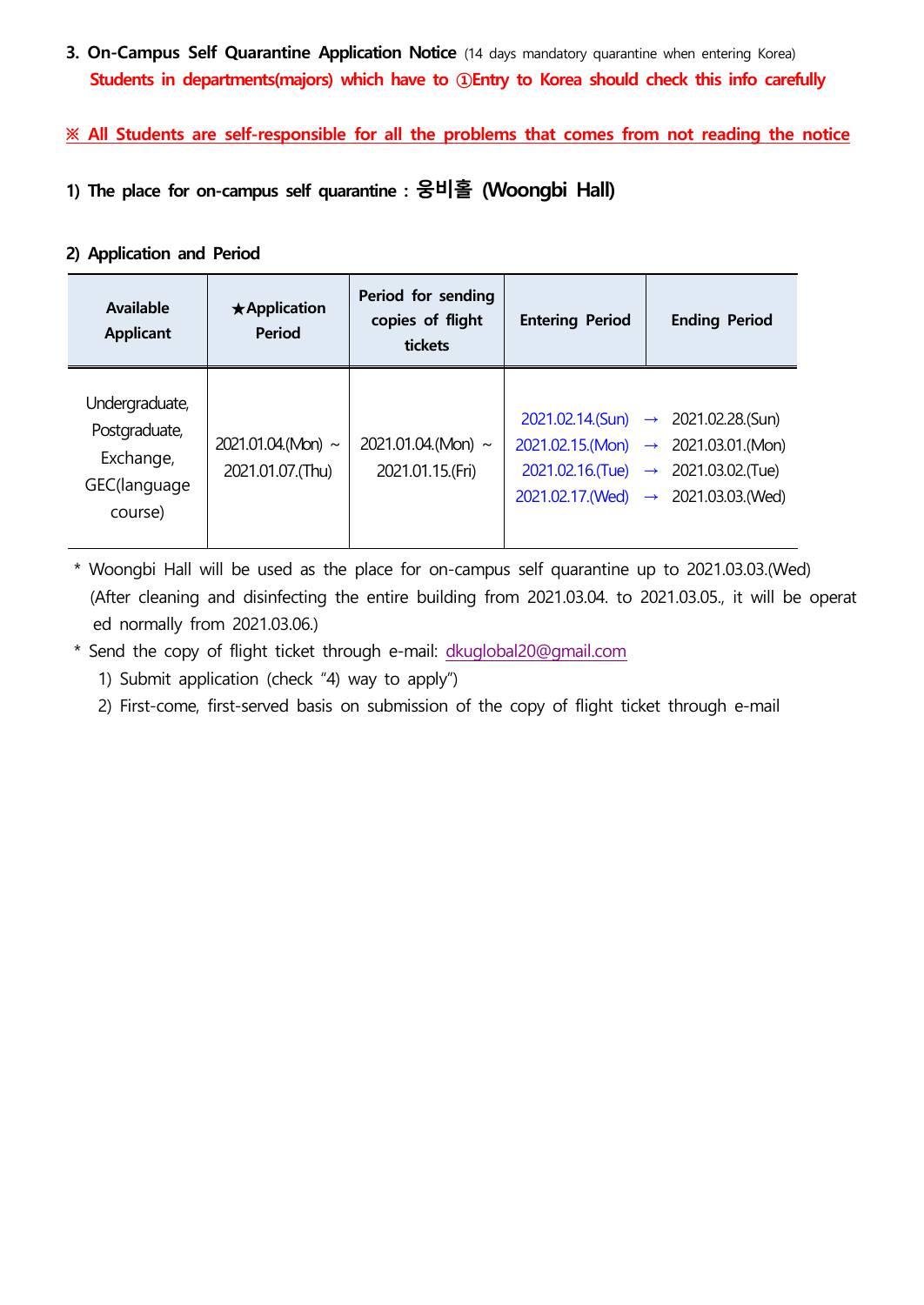### 3. On-Campus Self Quarantine Application Notice (14 days mandatory quarantine when entering Korea)

**Students in departments(majors) which have to ①Entry to Korea should check this info carefully**

**※ All Students are self-responsible for all the problems that comes from not reading the notice**

**1) The place for on-campus self quarantine : 웅비홀 (Woongbi Hall)**

**2) Application and Period**

| Available Applicant | ★Application Period | Period for sending copies of flight tickets | Entering Period | Ending Period |
|---|---|---|---|---|
| Undergraduate, Postgraduate, Exchange, GEC(language course) | 2021.01.04.(Mon) ~ 2021.01.07.(Thu) | 2021.01.04.(Mon) ~ 2021.01.15.(Fri) | 2021.02.14.(Sun) →<br>2021.02.15.(Mon) →<br>2021.02.16.(Tue) →<br>2021.02.17.(Wed) → | 2021.02.28.(Sun)<br>2021.03.01.(Mon)<br>2021.03.02.(Tue)<br>2021.03.03.(Wed) |

\* Woongbi Hall will be used as the place for on-campus self quarantine up to 2021.03.03.(Wed) (After cleaning and disinfecting the entire building from 2021.03.04. to 2021.03.05., it will be operated normally from 2021.03.06.)

\* Send the copy of flight ticket through e-mail: dkuglobal20@gmail.com

1) Submit application (check "4) way to apply")
2) First-come, first-served basis on submission of the copy of flight ticket through e-mail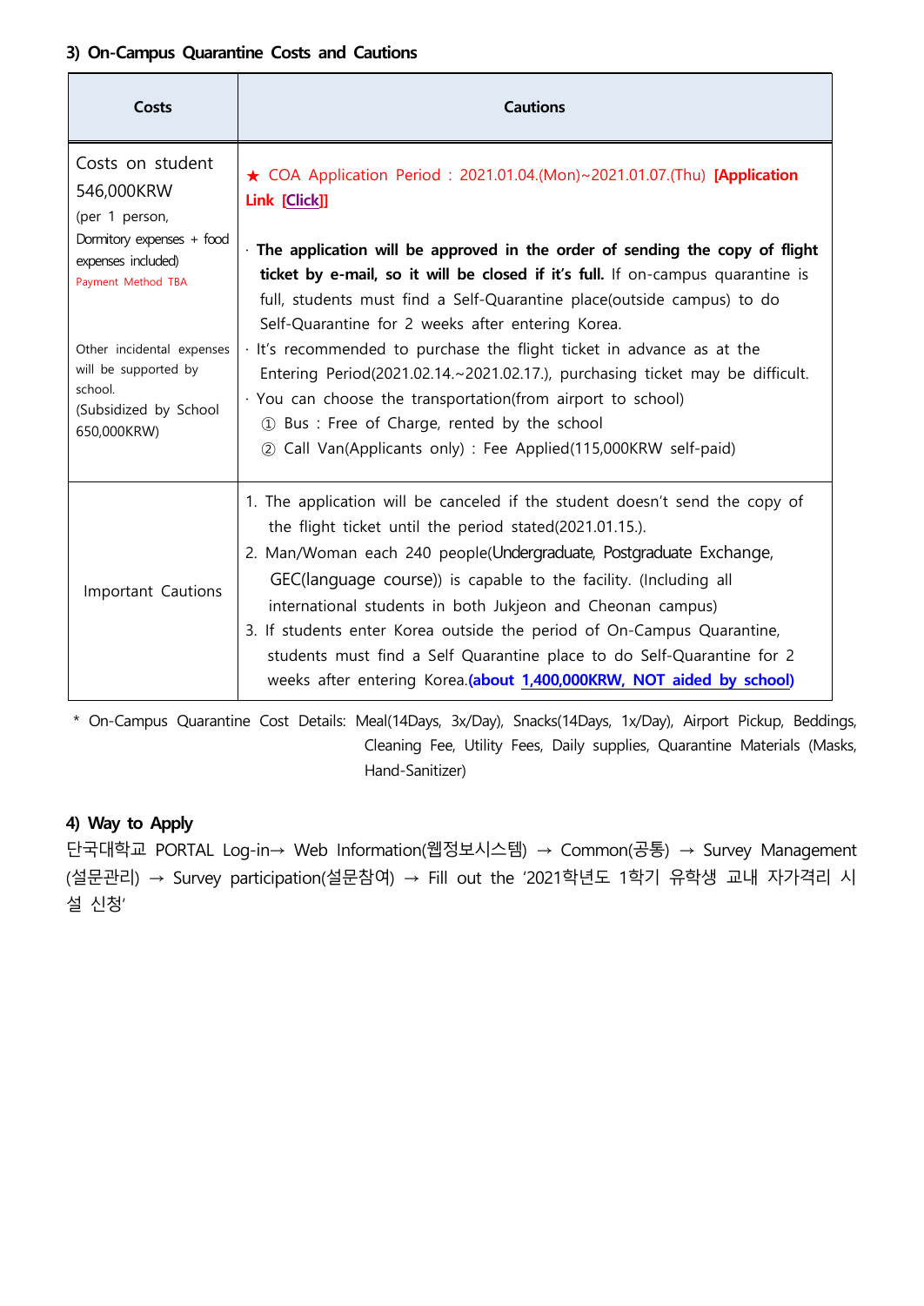### 3) On-Campus Quarantine Costs and Cautions

| Costs | Cautions |
|---|---|
| Costs on student 546,000KRW (per 1 person, Dormitory expenses + food expenses included) Payment Method TBA<br><br>Other incidental expenses will be supported by school. (Subsidized by School 650,000KRW) | ★ COA Application Period : 2021.01.04.(Mon)~2021.01.07.(Thu) **[Application Link [Click]]**<br><br>· **The application will be approved in the order of sending the copy of flight ticket by e-mail, so it will be closed if it's full.** If on-campus quarantine is full, students must find a Self-Quarantine place(outside campus) to do Self-Quarantine for 2 weeks after entering Korea.<br>· It's recommended to purchase the flight ticket in advance as at the Entering Period(2021.02.14.~2021.02.17.), purchasing ticket may be difficult.<br>· You can choose the transportation(from airport to school)<br>① Bus : Free of Charge, rented by the school<br>② Call Van(Applicants only) : Fee Applied(115,000KRW self-paid) |
| Important Cautions | 1. The application will be canceled if the student doesn't send the copy of the flight ticket until the period stated(2021.01.15.).<br>2. Man/Woman each 240 people(Undergraduate, Postgraduate Exchange, GEC(language course)) is capable to the facility. (Including all international students in both Jukjeon and Cheonan campus)<br>3. If students enter Korea outside the period of On-Campus Quarantine, students must find a Self Quarantine place to do Self-Quarantine for 2 weeks after entering Korea.**(about 1,400,000KRW, NOT aided by school)** |

\* On-Campus Quarantine Cost Details: Meal(14Days, 3x/Day), Snacks(14Days, 1x/Day), Airport Pickup, Beddings, Cleaning Fee, Utility Fees, Daily supplies, Quarantine Materials (Masks, Hand-Sanitizer)

### 4) Way to Apply

단국대학교 PORTAL Log-in→ Web Information(웹정보시스템) → Common(공통) → Survey Management (설문관리) → Survey participation(설문참여) → Fill out the '2021학년도 1학기 유학생 교내 자가격리 시설 신청'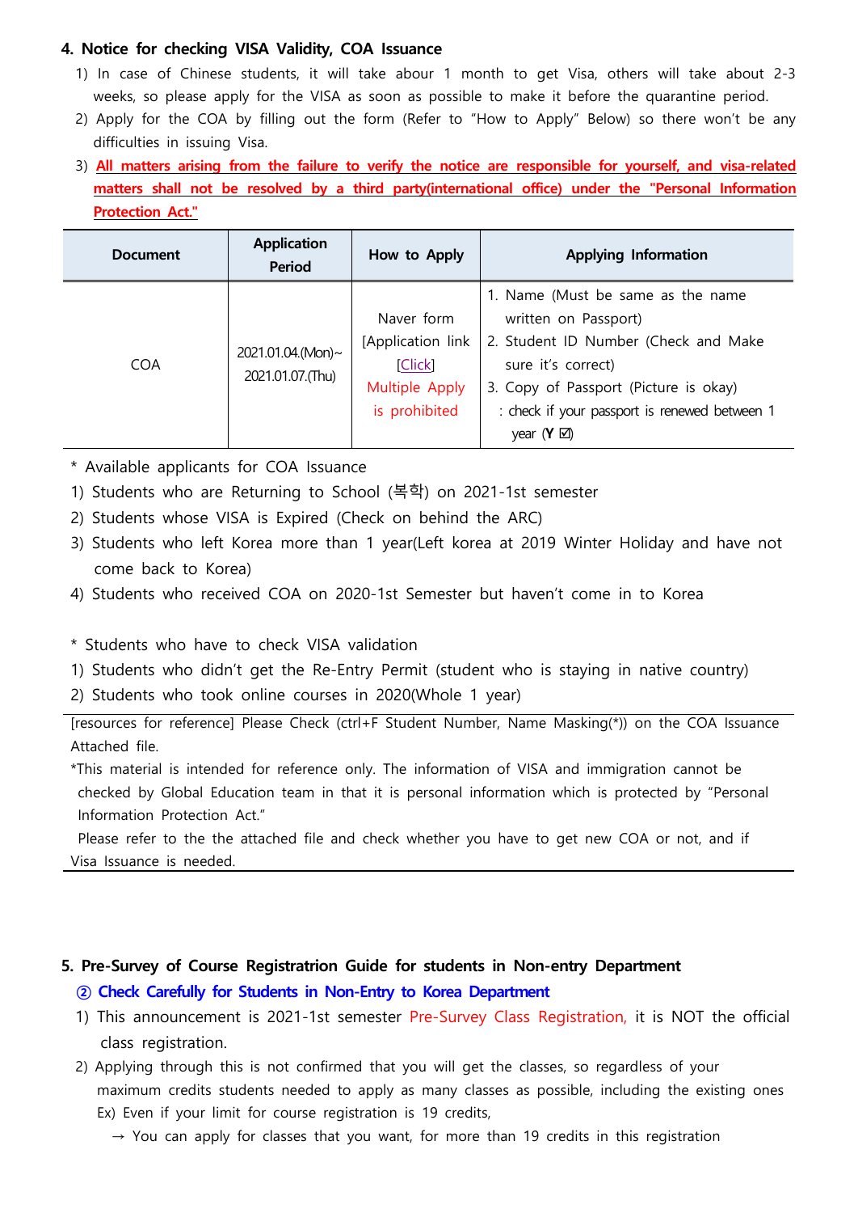## 4. Notice for checking VISA Validity, COA Issuance

1) In case of Chinese students, it will take abour 1 month to get Visa, others will take about 2-3 weeks, so please apply for the VISA as soon as possible to make it before the quarantine period.
2) Apply for the COA by filling out the form (Refer to "How to Apply" Below) so there won't be any difficulties in issuing Visa.
3) **All matters arising from the failure to verify the notice are responsible for yourself, and visa-related matters shall not be resolved by a third party(international office) under the "Personal Information Protection Act."**

| Document | Application Period | How to Apply | Applying Information |
|---|---|---|---|
| COA | 2021.01.04.(Mon)~ 2021.01.07.(Thu) | Naver form [Application link [Click] Multiple Apply is prohibited | 1. Name (Must be same as the name written on Passport)<br>2. Student ID Number (Check and Make sure it's correct)<br>3. Copy of Passport (Picture is okay)<br>: check if your passport is renewed between 1 year (**Y** ☑) |

\* Available applicants for COA Issuance

1) Students who are Returning to School (복학) on 2021-1st semester
2) Students whose VISA is Expired (Check on behind the ARC)
3) Students who left Korea more than 1 year(Left korea at 2019 Winter Holiday and have not come back to Korea)
4) Students who received COA on 2020-1st Semester but haven't come in to Korea

\* Students who have to check VISA validation

1) Students who didn't get the Re-Entry Permit (student who is staying in native country)
2) Students who took online courses in 2020(Whole 1 year)

[resources for reference] Please Check (ctrl+F Student Number, Name Masking(*)) on the COA Issuance Attached file.

*This material is intended for reference only. The information of VISA and immigration cannot be checked by Global Education team in that it is personal information which is protected by "Personal Information Protection Act."

Please refer to the the attached file and check whether you have to get new COA or not, and if Visa Issuance is needed.

## 5. Pre-Survey of Course Registratrion Guide for students in Non-entry Department

**② Check Carefully for Students in Non-Entry to Korea Department**

1) This announcement is 2021-1st semester Pre-Survey Class Registration, it is NOT the official class registration.
2) Applying through this is not confirmed that you will get the classes, so regardless of your maximum credits students needed to apply as many classes as possible, including the existing ones
   Ex) Even if your limit for course registration is 19 credits,
   → You can apply for classes that you want, for more than 19 credits in this registration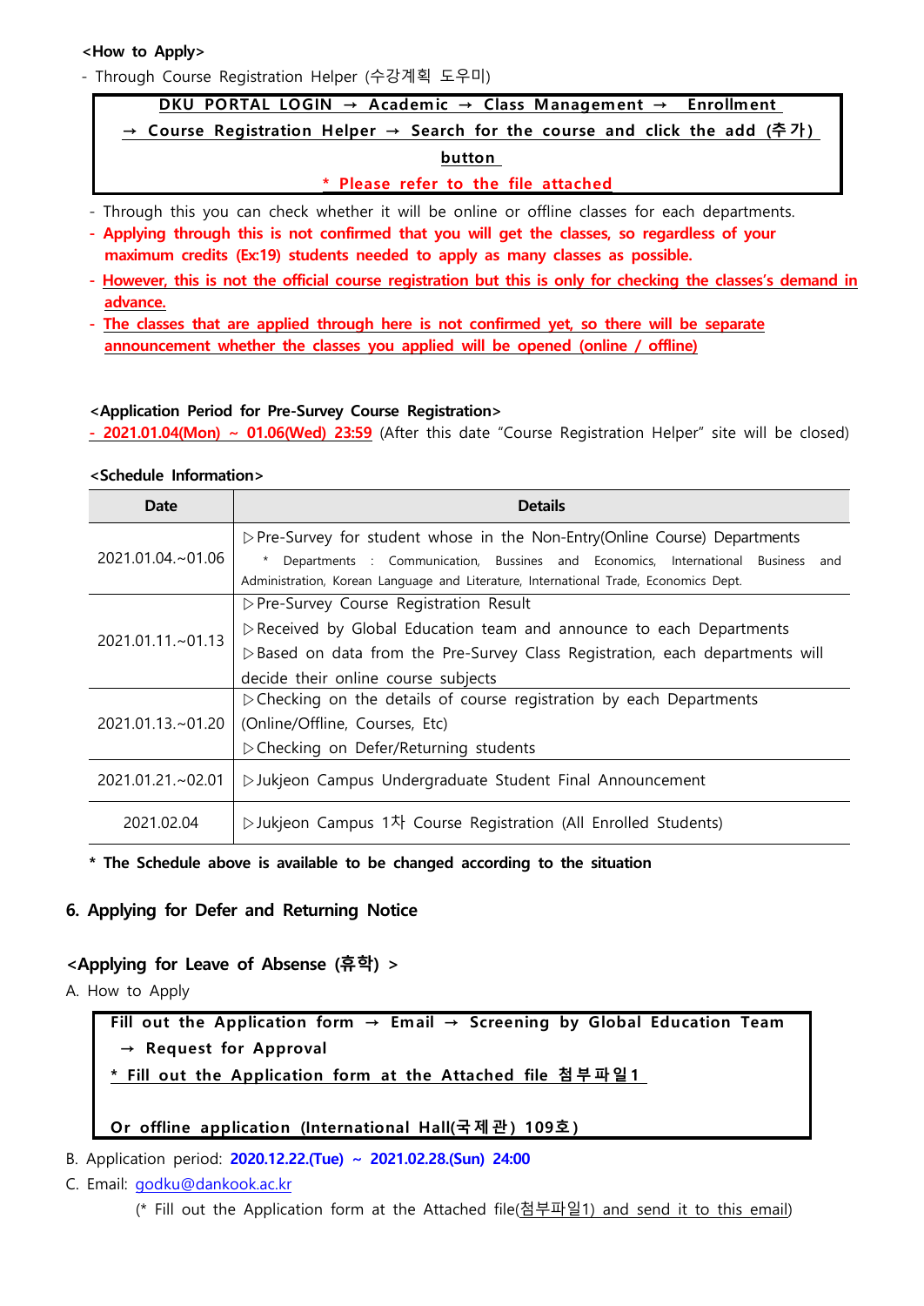**<How to Apply>**

- Through Course Registration Helper (수강계획 도우미)

| **DKU PORTAL LOGIN → Academic → Class Management → Enrollment → Course Registration Helper → Search for the course and click the add (추가) button** <br> *** Please refer to the file attached** |
|---|

- Through this you can check whether it will be online or offline classes for each departments.
- **Applying through this is not confirmed that you will get the classes, so regardless of your maximum credits (Ex:19) students needed to apply as many classes as possible.**
- **However, this is not the official course registration but this is only for checking the classes's demand in advance.**
- The classes that are applied through here is not confirmed yet, so there will be separate announcement whether the classes you applied will be opened (online / offline)

**<Application Period for Pre-Survey Course Registration>**

- 2021.01.04(Mon) ~ 01.06(Wed) 23:59 (After this date "Course Registration Helper" site will be closed)

**<Schedule Information>**

| Date | Details |
|---|---|
| 2021.01.04.~01.06 | ▷Pre-Survey for student whose in the Non-Entry(Online Course) Departments <br> * Departments : Communication, Bussines and Economics, International Business and Administration, Korean Language and Literature, International Trade, Economics Dept. |
| 2021.01.11.~01.13 | ▷Pre-Survey Course Registration Result <br> ▷Received by Global Education team and announce to each Departments <br> ▷Based on data from the Pre-Survey Class Registration, each departments will decide their online course subjects |
| 2021.01.13.~01.20 | ▷Checking on the details of course registration by each Departments (Online/Offline, Courses, Etc) <br> ▷Checking on Defer/Returning students |
| 2021.01.21.~02.01 | ▷Jukjeon Campus Undergraduate Student Final Announcement |
| 2021.02.04 | ▷Jukjeon Campus 1차 Course Registration (All Enrolled Students) |

**\* The Schedule above is available to be changed according to the situation**

## 6. Applying for Defer and Returning Notice

### <Applying for Leave of Absense (휴학) >

A. How to Apply

| **Fill out the Application form → Email → Screening by Global Education Team → Request for Approval** <br> **\* Fill out the Application form at the Attached file 첨부파일1** <br><br> **Or offline application (International Hall(국제관) 109호)** |
|---|

B. Application period: **2020.12.22.(Tue) ~ 2021.02.28.(Sun) 24:00**

C. Email: godku@dankook.ac.kr

(* Fill out the Application form at the Attached file(첨부파일1) and send it to this email)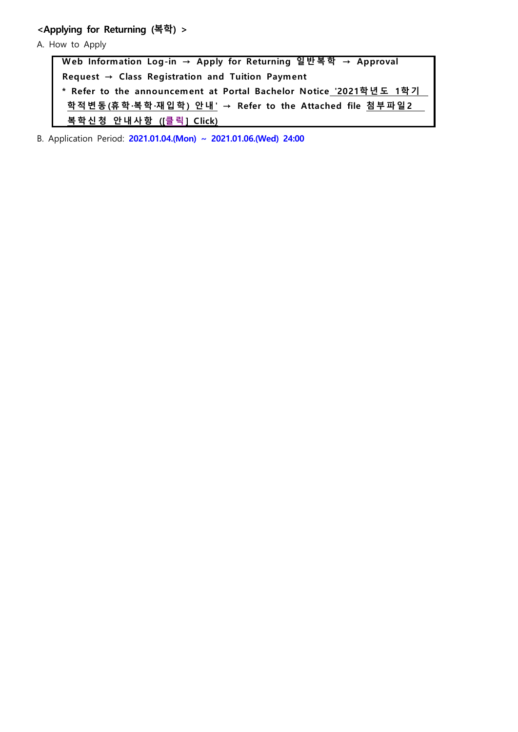**<Applying for Returning (복학) >**

A. How to Apply

> **Web Information Log-in → Apply for Returning 일반복학 → Approval Request → Class Registration and Tuition Payment**
>
> **\* Refer to the announcement at Portal Bachelor Notice '2021학년도 1학기 학적변동(휴학·복학·재입학) 안내' → Refer to the Attached file 첨부파일2 복학신청 안내사항 ([클릭] Click)**

B. Application Period: **2021.01.04.(Mon) ~ 2021.01.06.(Wed) 24:00**